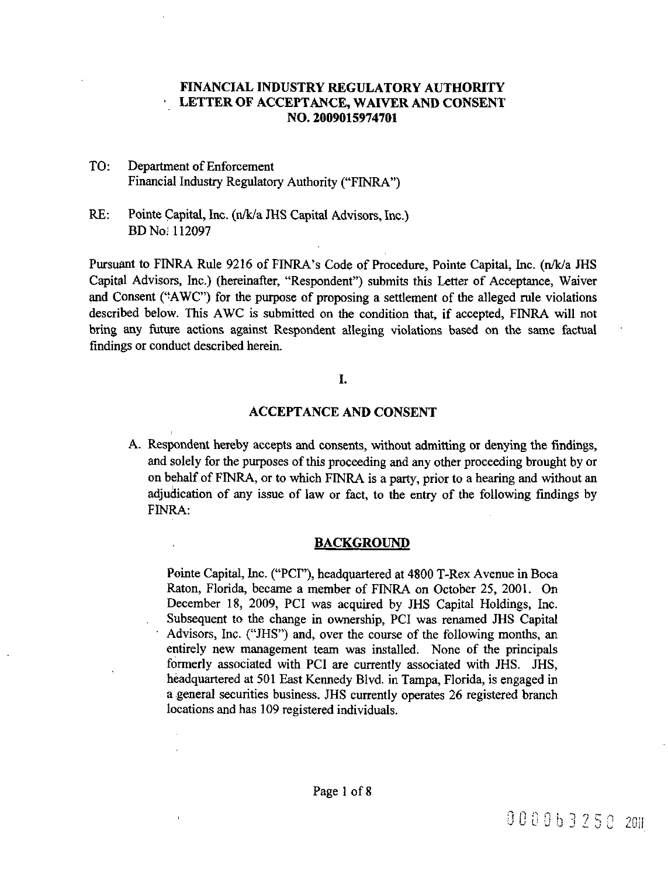**FINANCIAL INDUSTRY REGULATORY AUTHORITY**
**LETTER OF ACCEPTANCE, WAIVER AND CONSENT**
**NO. 2009015974701**

TO: Department of Enforcement
Financial Industry Regulatory Authority ("FINRA")

RE: Pointe Capital, Inc. (n/k/a JHS Capital Advisors, Inc.)
BD No. 112097

Pursuant to FINRA Rule 9216 of FINRA's Code of Procedure, Pointe Capital, Inc. (n/k/a JHS Capital Advisors, Inc.) (hereinafter, "Respondent") submits this Letter of Acceptance, Waiver and Consent ("AWC") for the purpose of proposing a settlement of the alleged rule violations described below. This AWC is submitted on the condition that, if accepted, FINRA will not bring any future actions against Respondent alleging violations based on the same factual findings or conduct described herein.

**I.**

**ACCEPTANCE AND CONSENT**

A. Respondent hereby accepts and consents, without admitting or denying the findings, and solely for the purposes of this proceeding and any other proceeding brought by or on behalf of FINRA, or to which FINRA is a party, prior to a hearing and without an adjudication of any issue of law or fact, to the entry of the following findings by FINRA:

**BACKGROUND**

Pointe Capital, Inc. ("PCI"), headquartered at 4800 T-Rex Avenue in Boca Raton, Florida, became a member of FINRA on October 25, 2001. On December 18, 2009, PCI was acquired by JHS Capital Holdings, Inc. Subsequent to the change in ownership, PCI was renamed JHS Capital Advisors, Inc. ("JHS") and, over the course of the following months, an entirely new management team was installed. None of the principals formerly associated with PCI are currently associated with JHS. JHS, headquartered at 501 East Kennedy Blvd. in Tampa, Florida, is engaged in a general securities business. JHS currently operates 26 registered branch locations and has 109 registered individuals.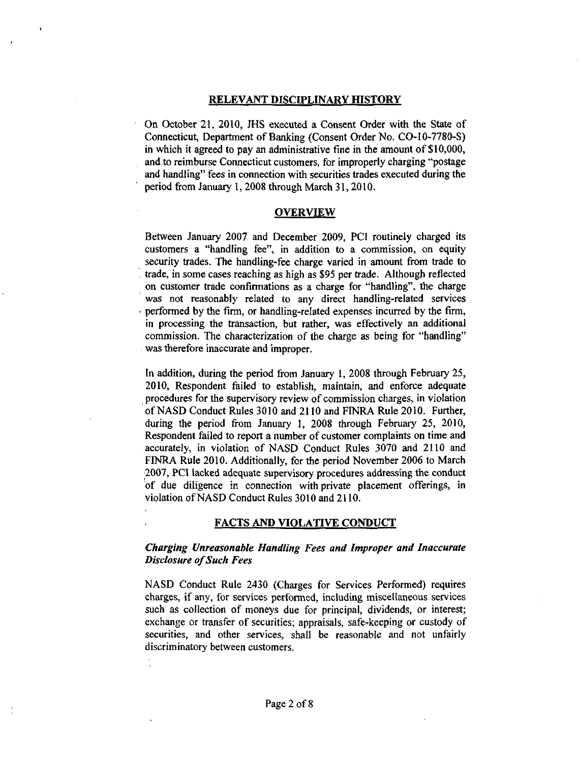## RELEVANT DISCIPLINARY HISTORY

On October 21, 2010, JHS executed a Consent Order with the State of Connecticut, Department of Banking (Consent Order No. CO-10-7780-S) in which it agreed to pay an administrative fine in the amount of $10,000, and to reimburse Connecticut customers, for improperly charging "postage and handling" fees in connection with securities trades executed during the period from January 1, 2008 through March 31, 2010.

## OVERVIEW

Between January 2007 and December 2009, PCI routinely charged its customers a "handling fee", in addition to a commission, on equity security trades. The handling-fee charge varied in amount from trade to trade, in some cases reaching as high as $95 per trade. Although reflected on customer trade confirmations as a charge for "handling", the charge was not reasonably related to any direct handling-related services performed by the firm, or handling-related expenses incurred by the firm, in processing the transaction, but rather, was effectively an additional commission. The characterization of the charge as being for "handling" was therefore inaccurate and improper.

In addition, during the period from January 1, 2008 through February 25, 2010, Respondent failed to establish, maintain, and enforce adequate procedures for the supervisory review of commission charges, in violation of NASD Conduct Rules 3010 and 2110 and FINRA Rule 2010. Further, during the period from January 1, 2008 through February 25, 2010, Respondent failed to report a number of customer complaints on time and accurately, in violation of NASD Conduct Rules 3070 and 2110 and FINRA Rule 2010. Additionally, for the period November 2006 to March 2007, PCI lacked adequate supervisory procedures addressing the conduct of due diligence in connection with private placement offerings, in violation of NASD Conduct Rules 3010 and 2110.

## FACTS AND VIOLATIVE CONDUCT

***Charging Unreasonable Handling Fees and Improper and Inaccurate Disclosure of Such Fees***

NASD Conduct Rule 2430 (Charges for Services Performed) requires charges, if any, for services performed, including miscellaneous services such as collection of moneys due for principal, dividends, or interest; exchange or transfer of securities; appraisals, safe-keeping or custody of securities, and other services, shall be reasonable and not unfairly discriminatory between customers.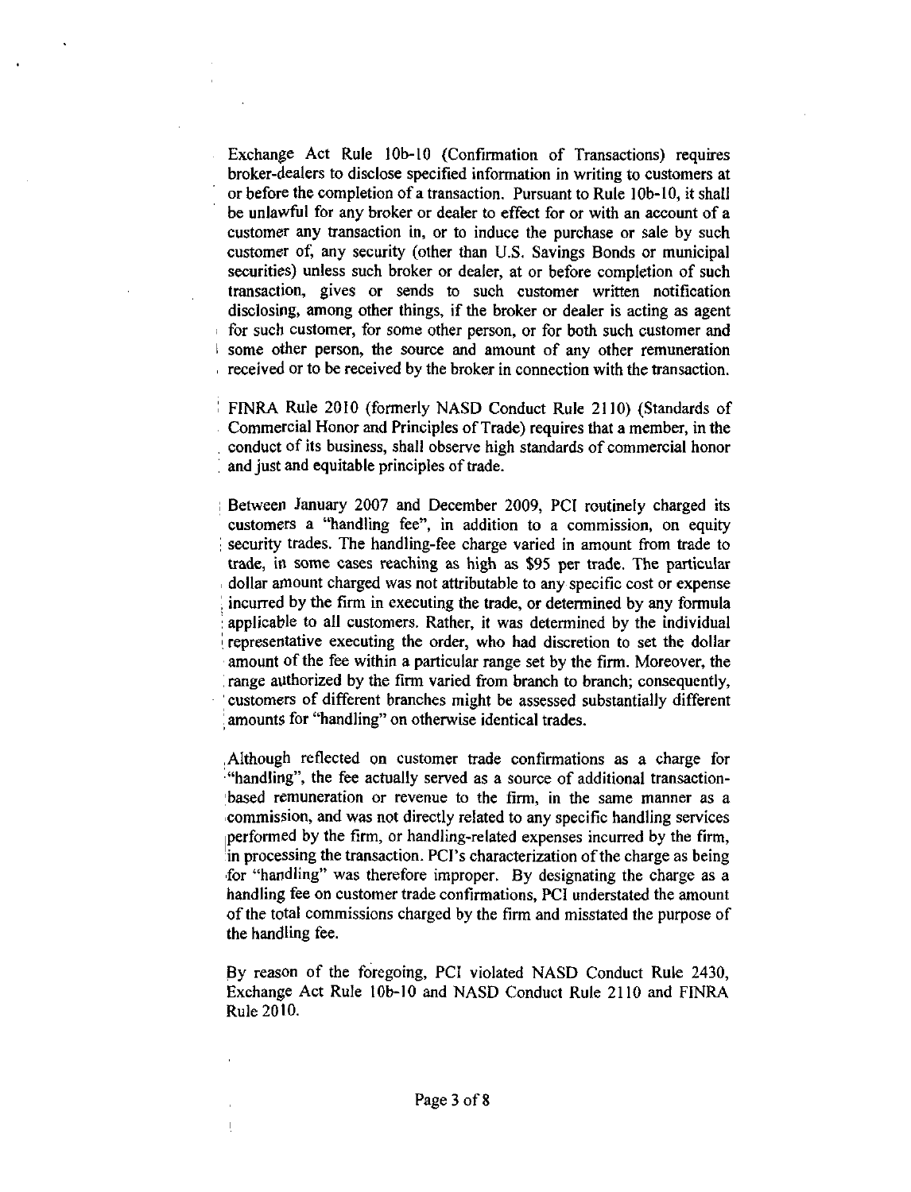Exchange Act Rule 10b-10 (Confirmation of Transactions) requires broker-dealers to disclose specified information in writing to customers at or before the completion of a transaction. Pursuant to Rule 10b-10, it shall be unlawful for any broker or dealer to effect for or with an account of a customer any transaction in, or to induce the purchase or sale by such customer of, any security (other than U.S. Savings Bonds or municipal securities) unless such broker or dealer, at or before completion of such transaction, gives or sends to such customer written notification disclosing, among other things, if the broker or dealer is acting as agent for such customer, for some other person, or for both such customer and some other person, the source and amount of any other remuneration received or to be received by the broker in connection with the transaction.

FINRA Rule 2010 (formerly NASD Conduct Rule 2110) (Standards of Commercial Honor and Principles of Trade) requires that a member, in the conduct of its business, shall observe high standards of commercial honor and just and equitable principles of trade.

Between January 2007 and December 2009, PCI routinely charged its customers a "handling fee", in addition to a commission, on equity security trades. The handling-fee charge varied in amount from trade to trade, in some cases reaching as high as $95 per trade. The particular dollar amount charged was not attributable to any specific cost or expense incurred by the firm in executing the trade, or determined by any formula applicable to all customers. Rather, it was determined by the individual representative executing the order, who had discretion to set the dollar amount of the fee within a particular range set by the firm. Moreover, the range authorized by the firm varied from branch to branch; consequently, customers of different branches might be assessed substantially different amounts for "handling" on otherwise identical trades.

Although reflected on customer trade confirmations as a charge for "handling", the fee actually served as a source of additional transaction-based remuneration or revenue to the firm, in the same manner as a commission, and was not directly related to any specific handling services performed by the firm, or handling-related expenses incurred by the firm, in processing the transaction. PCI's characterization of the charge as being for "handling" was therefore improper. By designating the charge as a handling fee on customer trade confirmations, PCI understated the amount of the total commissions charged by the firm and misstated the purpose of the handling fee.

By reason of the foregoing, PCI violated NASD Conduct Rule 2430, Exchange Act Rule 10b-10 and NASD Conduct Rule 2110 and FINRA Rule 2010.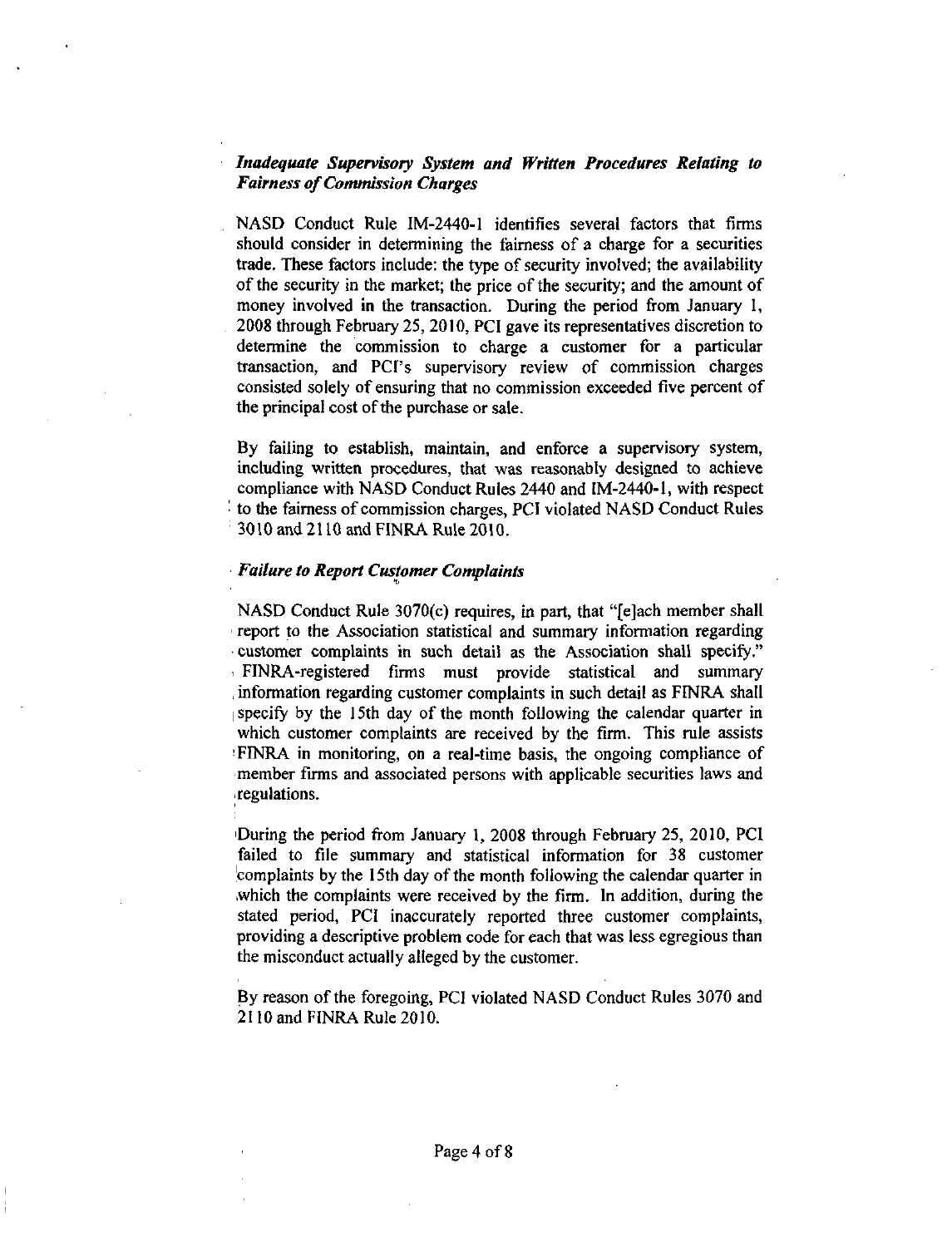### *Inadequate Supervisory System and Written Procedures Relating to Fairness of Commission Charges*

NASD Conduct Rule IM-2440-1 identifies several factors that firms should consider in determining the fairness of a charge for a securities trade. These factors include: the type of security involved; the availability of the security in the market; the price of the security; and the amount of money involved in the transaction. During the period from January 1, 2008 through February 25, 2010, PCI gave its representatives discretion to determine the commission to charge a customer for a particular transaction, and PCI's supervisory review of commission charges consisted solely of ensuring that no commission exceeded five percent of the principal cost of the purchase or sale.

By failing to establish, maintain, and enforce a supervisory system, including written procedures, that was reasonably designed to achieve compliance with NASD Conduct Rules 2440 and IM-2440-1, with respect to the fairness of commission charges, PCI violated NASD Conduct Rules 3010 and 2110 and FINRA Rule 2010.

### *Failure to Report Customer Complaints*

NASD Conduct Rule 3070(c) requires, in part, that "[e]ach member shall report to the Association statistical and summary information regarding customer complaints in such detail as the Association shall specify." FINRA-registered firms must provide statistical and summary information regarding customer complaints in such detail as FINRA shall specify by the 15th day of the month following the calendar quarter in which customer complaints are received by the firm. This rule assists FINRA in monitoring, on a real-time basis, the ongoing compliance of member firms and associated persons with applicable securities laws and regulations.

During the period from January 1, 2008 through February 25, 2010, PCI failed to file summary and statistical information for 38 customer complaints by the 15th day of the month following the calendar quarter in which the complaints were received by the firm. In addition, during the stated period, PCI inaccurately reported three customer complaints, providing a descriptive problem code for each that was less egregious than the misconduct actually alleged by the customer.

By reason of the foregoing, PCI violated NASD Conduct Rules 3070 and 2110 and FINRA Rule 2010.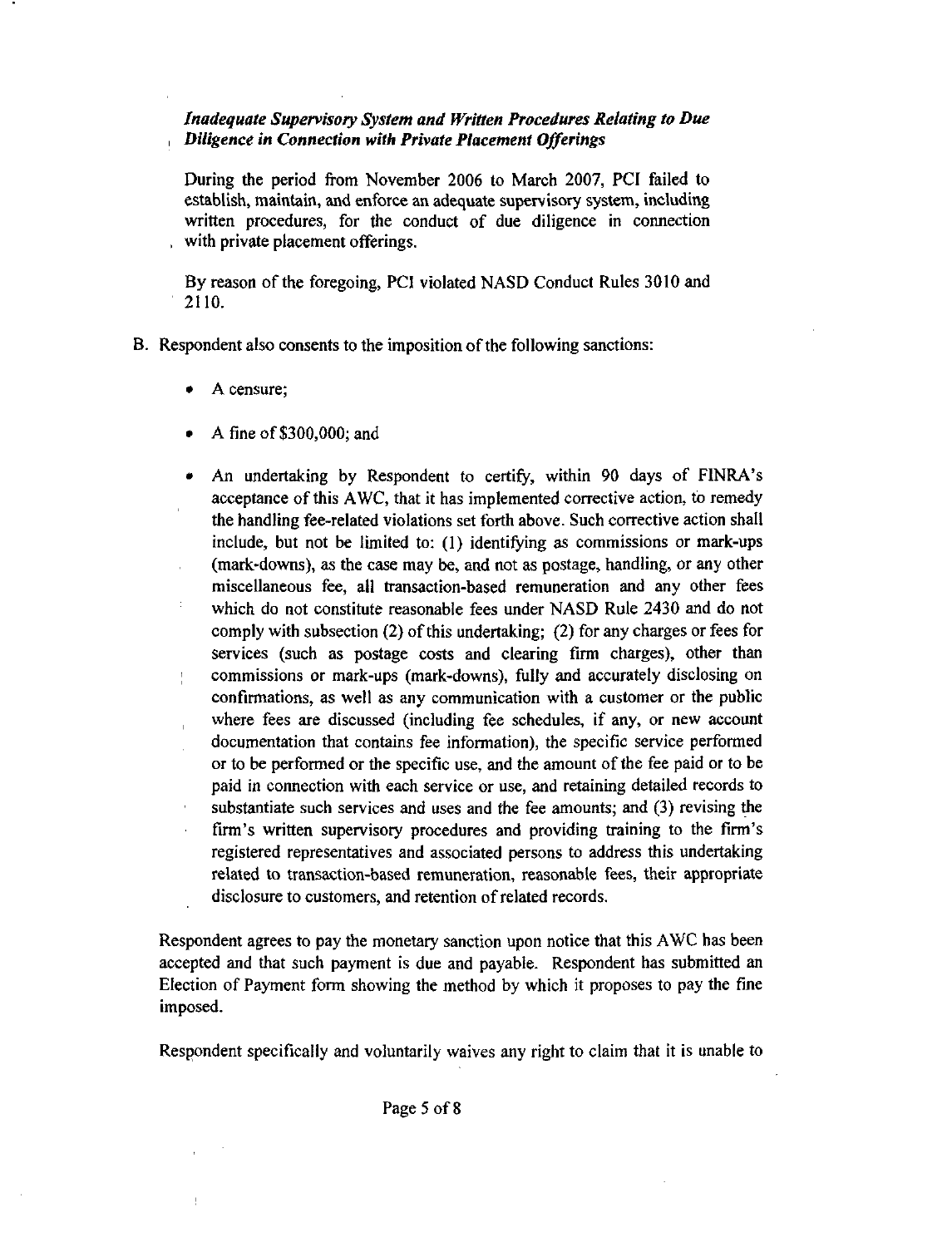*Inadequate Supervisory System and Written Procedures Relating to Due Diligence in Connection with Private Placement Offerings*

During the period from November 2006 to March 2007, PCI failed to establish, maintain, and enforce an adequate supervisory system, including written procedures, for the conduct of due diligence in connection with private placement offerings.

By reason of the foregoing, PCI violated NASD Conduct Rules 3010 and 2110.

B. Respondent also consents to the imposition of the following sanctions:

- A censure;
- A fine of $300,000; and
- An undertaking by Respondent to certify, within 90 days of FINRA's acceptance of this AWC, that it has implemented corrective action, to remedy the handling fee-related violations set forth above. Such corrective action shall include, but not be limited to: (1) identifying as commissions or mark-ups (mark-downs), as the case may be, and not as postage, handling, or any other miscellaneous fee, all transaction-based remuneration and any other fees which do not constitute reasonable fees under NASD Rule 2430 and do not comply with subsection (2) of this undertaking; (2) for any charges or fees for services (such as postage costs and clearing firm charges), other than commissions or mark-ups (mark-downs), fully and accurately disclosing on confirmations, as well as any communication with a customer or the public where fees are discussed (including fee schedules, if any, or new account documentation that contains fee information), the specific service performed or to be performed or the specific use, and the amount of the fee paid or to be paid in connection with each service or use, and retaining detailed records to substantiate such services and uses and the fee amounts; and (3) revising the firm's written supervisory procedures and providing training to the firm's registered representatives and associated persons to address this undertaking related to transaction-based remuneration, reasonable fees, their appropriate disclosure to customers, and retention of related records.

Respondent agrees to pay the monetary sanction upon notice that this AWC has been accepted and that such payment is due and payable. Respondent has submitted an Election of Payment form showing the method by which it proposes to pay the fine imposed.

Respondent specifically and voluntarily waives any right to claim that it is unable to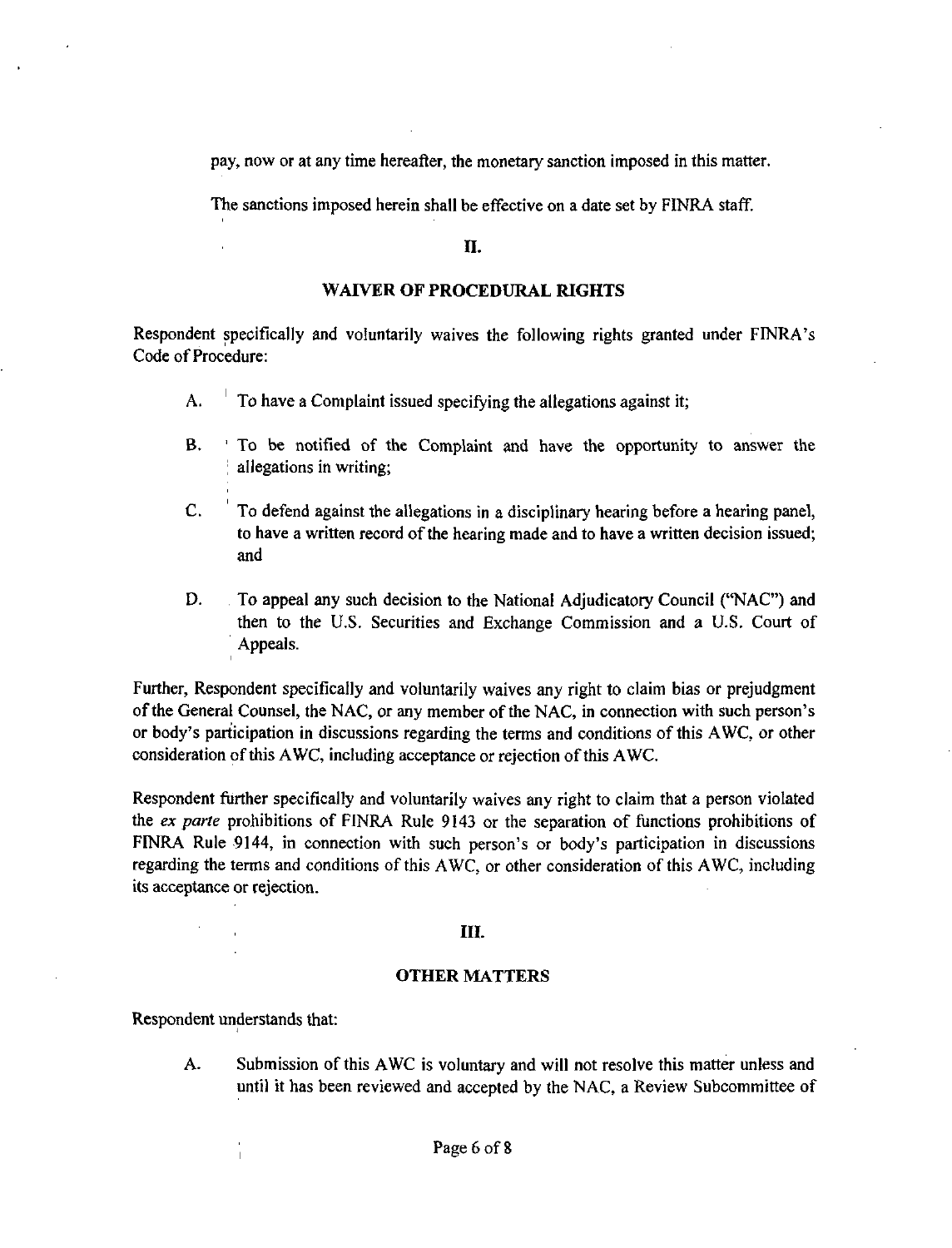pay, now or at any time hereafter, the monetary sanction imposed in this matter.

The sanctions imposed herein shall be effective on a date set by FINRA staff.

## II.

## WAIVER OF PROCEDURAL RIGHTS

Respondent specifically and voluntarily waives the following rights granted under FINRA's Code of Procedure:

A. To have a Complaint issued specifying the allegations against it;

B. To be notified of the Complaint and have the opportunity to answer the allegations in writing;

C. To defend against the allegations in a disciplinary hearing before a hearing panel, to have a written record of the hearing made and to have a written decision issued; and

D. To appeal any such decision to the National Adjudicatory Council ("NAC") and then to the U.S. Securities and Exchange Commission and a U.S. Court of Appeals.

Further, Respondent specifically and voluntarily waives any right to claim bias or prejudgment of the General Counsel, the NAC, or any member of the NAC, in connection with such person's or body's participation in discussions regarding the terms and conditions of this AWC, or other consideration of this AWC, including acceptance or rejection of this AWC.

Respondent further specifically and voluntarily waives any right to claim that a person violated the *ex parte* prohibitions of FINRA Rule 9143 or the separation of functions prohibitions of FINRA Rule 9144, in connection with such person's or body's participation in discussions regarding the terms and conditions of this AWC, or other consideration of this AWC, including its acceptance or rejection.

## III.

## OTHER MATTERS

Respondent understands that:

A. Submission of this AWC is voluntary and will not resolve this matter unless and until it has been reviewed and accepted by the NAC, a Review Subcommittee of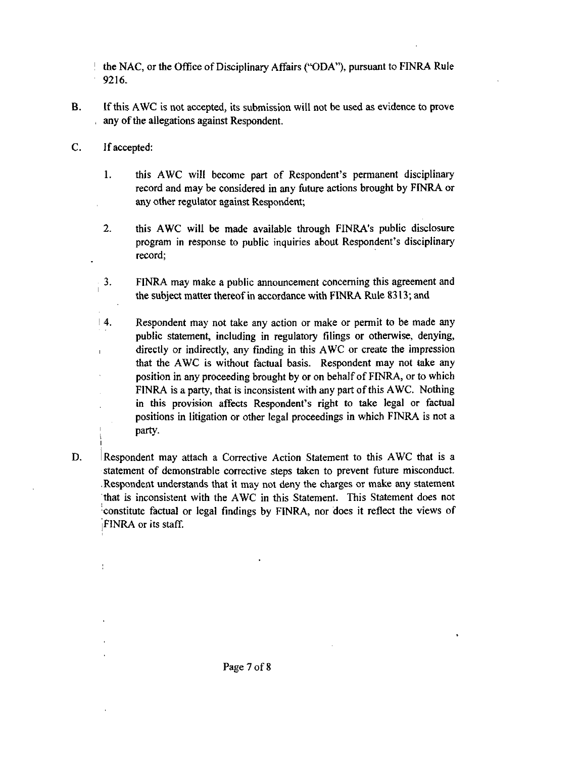the NAC, or the Office of Disciplinary Affairs ("ODA"), pursuant to FINRA Rule 9216.

B. If this AWC is not accepted, its submission will not be used as evidence to prove any of the allegations against Respondent.

C. If accepted:

1. this AWC will become part of Respondent's permanent disciplinary record and may be considered in any future actions brought by FINRA or any other regulator against Respondent;

2. this AWC will be made available through FINRA's public disclosure program in response to public inquiries about Respondent's disciplinary record;

3. FINRA may make a public announcement concerning this agreement and the subject matter thereof in accordance with FINRA Rule 8313; and

4. Respondent may not take any action or make or permit to be made any public statement, including in regulatory filings or otherwise, denying, directly or indirectly, any finding in this AWC or create the impression that the AWC is without factual basis. Respondent may not take any position in any proceeding brought by or on behalf of FINRA, or to which FINRA is a party, that is inconsistent with any part of this AWC. Nothing in this provision affects Respondent's right to take legal or factual positions in litigation or other legal proceedings in which FINRA is not a party.

D. Respondent may attach a Corrective Action Statement to this AWC that is a statement of demonstrable corrective steps taken to prevent future misconduct. Respondent understands that it may not deny the charges or make any statement that is inconsistent with the AWC in this Statement. This Statement does not constitute factual or legal findings by FINRA, nor does it reflect the views of FINRA or its staff.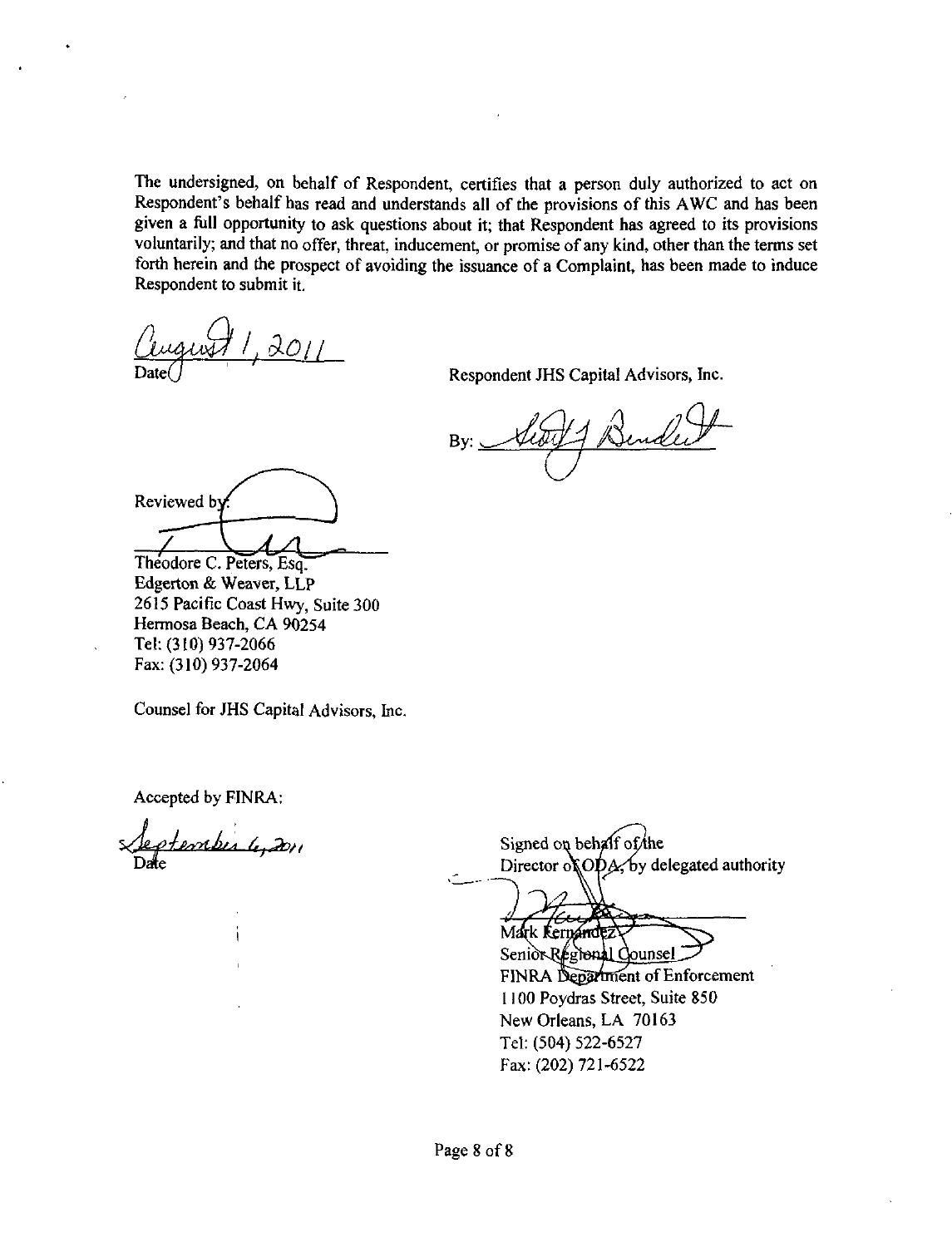The undersigned, on behalf of Respondent, certifies that a person duly authorized to act on Respondent's behalf has read and understands all of the provisions of this AWC and has been given a full opportunity to ask questions about it; that Respondent has agreed to its provisions voluntarily; and that no offer, threat, inducement, or promise of any kind, other than the terms set forth herein and the prospect of avoiding the issuance of a Complaint, has been made to induce Respondent to submit it.

August 1, 2011
Date

Respondent JHS Capital Advisors, Inc.

By: \_\_\_\_\_\_\_\_\_\_\_\_\_\_\_\_\_\_\_\_

Reviewed by:

\_\_\_\_\_\_\_\_\_\_\_\_\_\_\_\_\_\_\_\_
Theodore C. Peters, Esq.
Edgerton & Weaver, LLP
2615 Pacific Coast Hwy, Suite 300
Hermosa Beach, CA 90254
Tel: (310) 937-2066
Fax: (310) 937-2064

Counsel for JHS Capital Advisors, Inc.

Accepted by FINRA:

September 6, 2011
Date

Signed on behalf of the
Director of ODA, by delegated authority

\_\_\_\_\_\_\_\_\_\_\_\_\_\_\_\_\_\_\_\_
Mark Fernandez
Senior Regional Counsel
FINRA Department of Enforcement
1100 Poydras Street, Suite 850
New Orleans, LA 70163
Tel: (504) 522-6527
Fax: (202) 721-6522